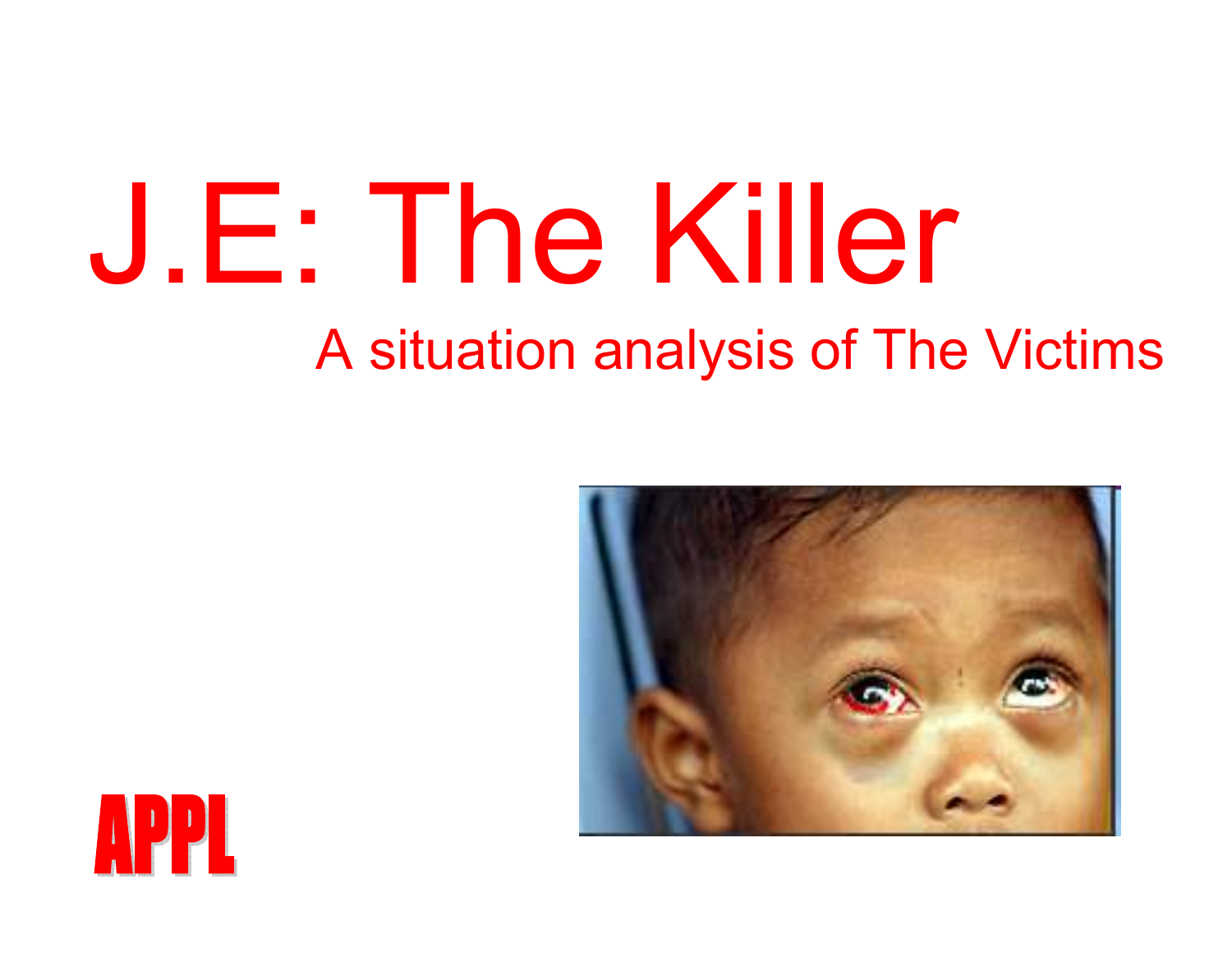# J.E: The Killer

## A situation analysis of The Victims

APPL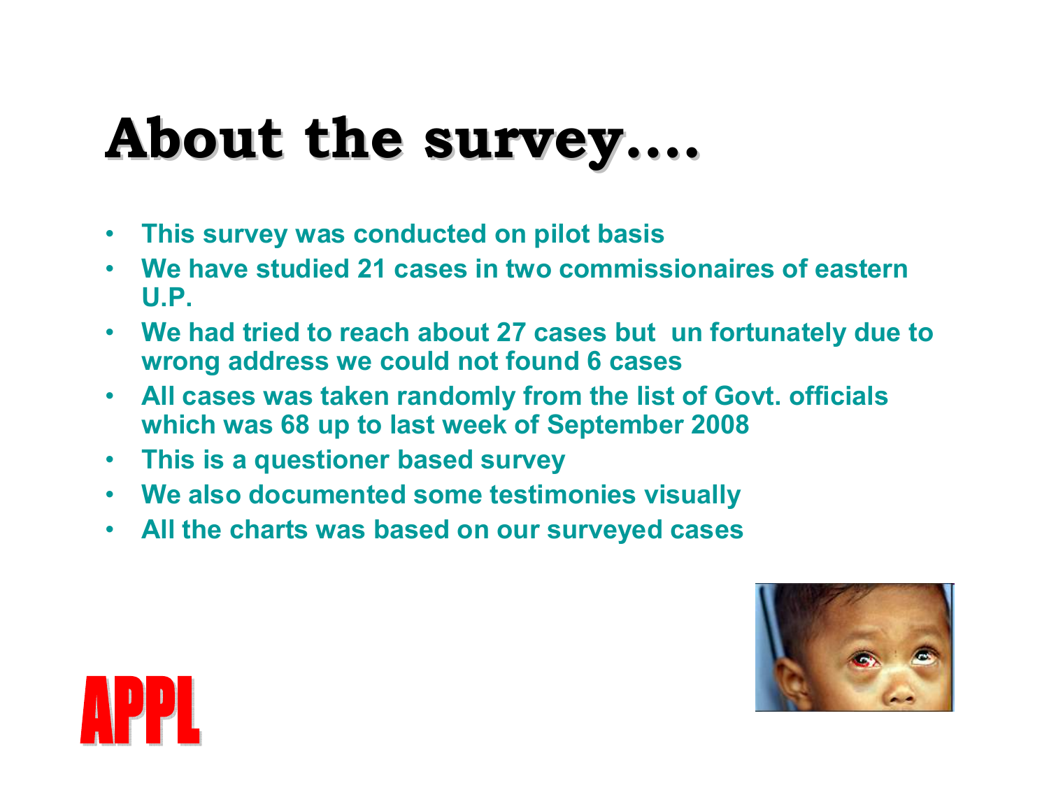# About the survey….

- This survey was conducted on pilot basis
- We have studied 21 cases in two commissionaires of eastern U.P.
- We had tried to reach about 27 cases but un fortunately due to wrong address we could not found 6 cases
- All cases was taken randomly from the list of Govt. officials which was 68 up to last week of September 2008
- This is a questioner based survey
- We also documented some testimonies visually
- All the charts was based on our surveyed cases

APPL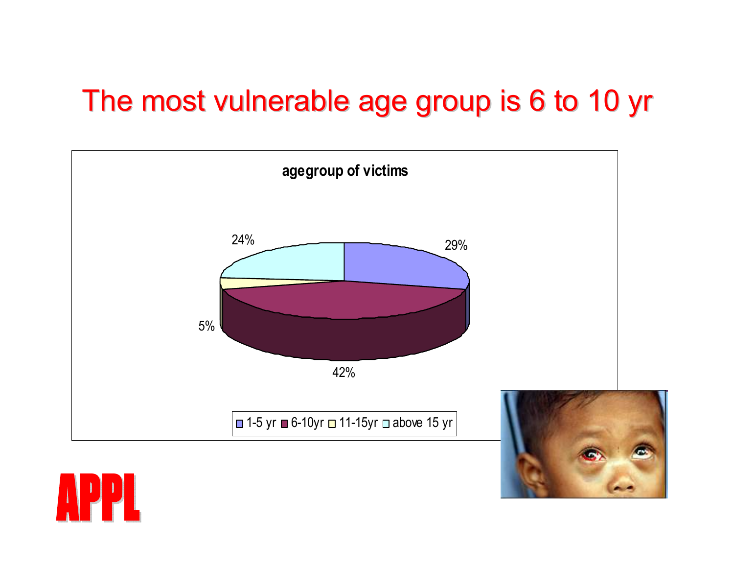# The most vulnerable age group is 6 to 10 yr

**agegroup of victims**

| Age group | Percentage |
| --- | --- |
| 1-5 yr | 29% |
| 6-10yr | 42% |
| 11-15yr | 5% |
| above 15 yr | 24% |

APPL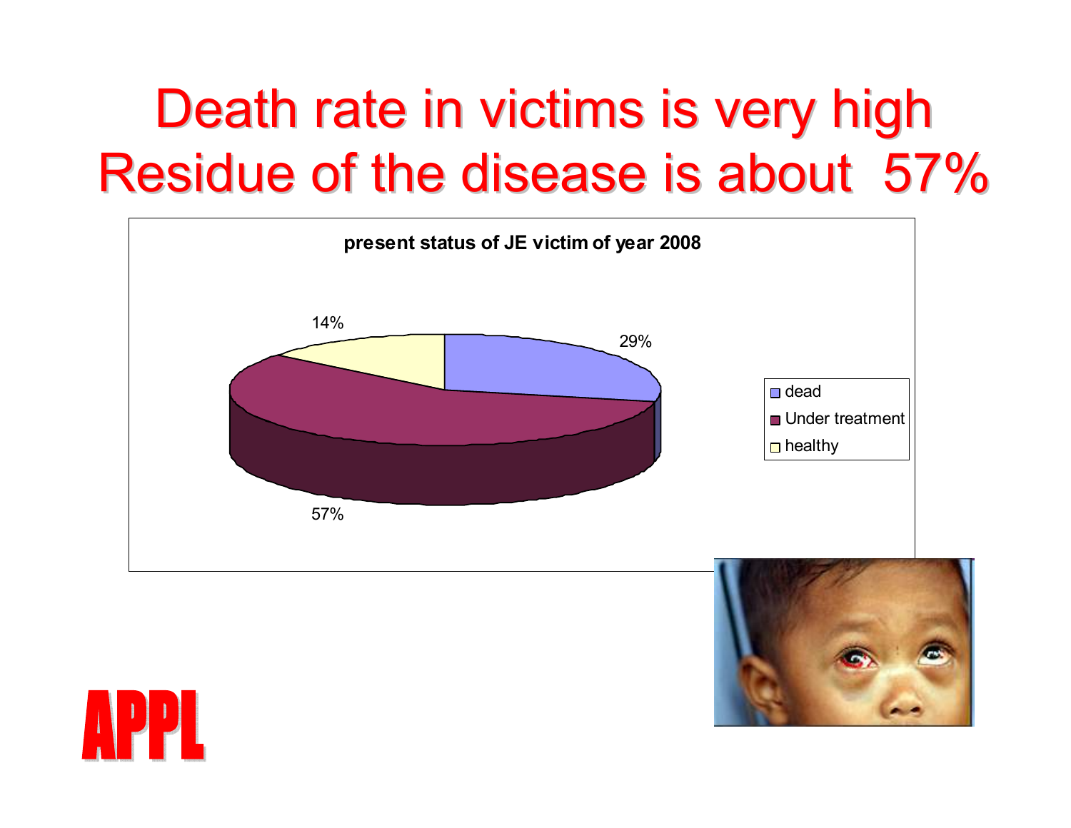# Death rate in victims is very high
# Residue of the disease is about 57%

**present status of JE victim of year 2008**

| Status | Percentage |
|---|---|
| dead | 29% |
| Under treatment | 57% |
| healthy | 14% |

APPL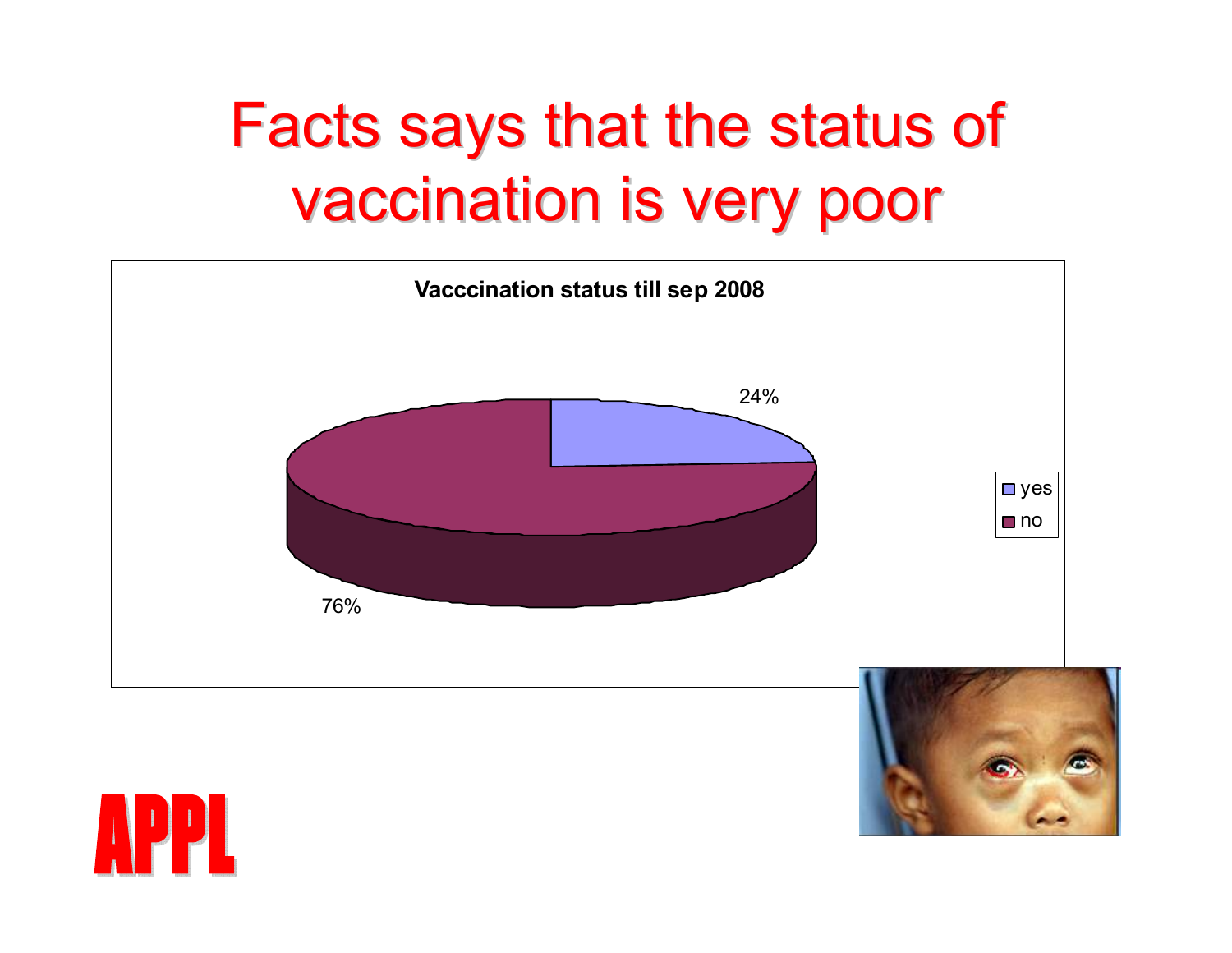# Facts says that the status of vaccination is very poor

**Vacccination status till sep 2008**

| Status | Percentage |
|---|---|
| yes | 24% |
| no | 76% |

APPL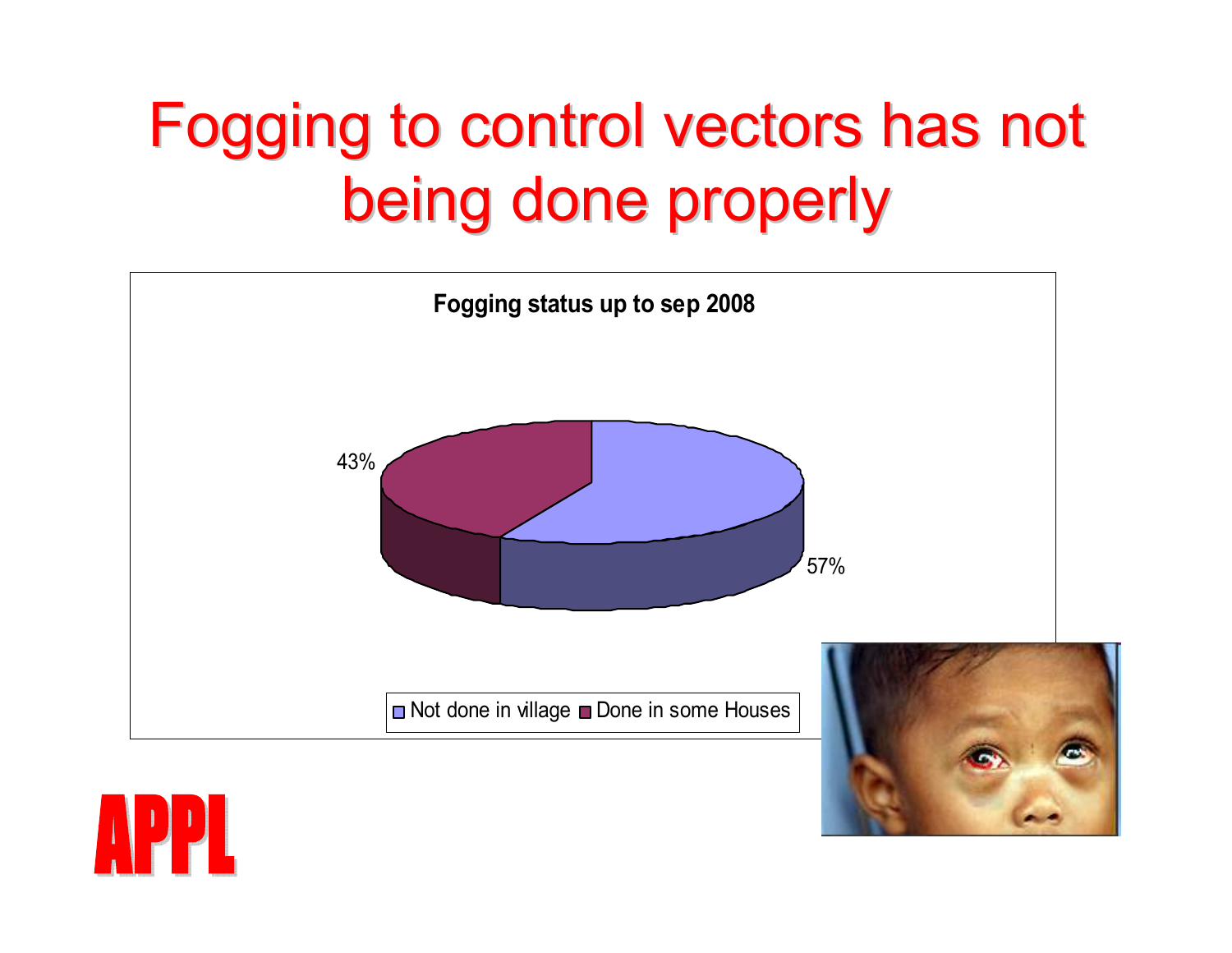# Fogging to control vectors has not being done properly

**Fogging status up to sep 2008**

| Category | Percentage |
| --- | --- |
| Not done in village | 57% |
| Done in some Houses | 43% |

APPL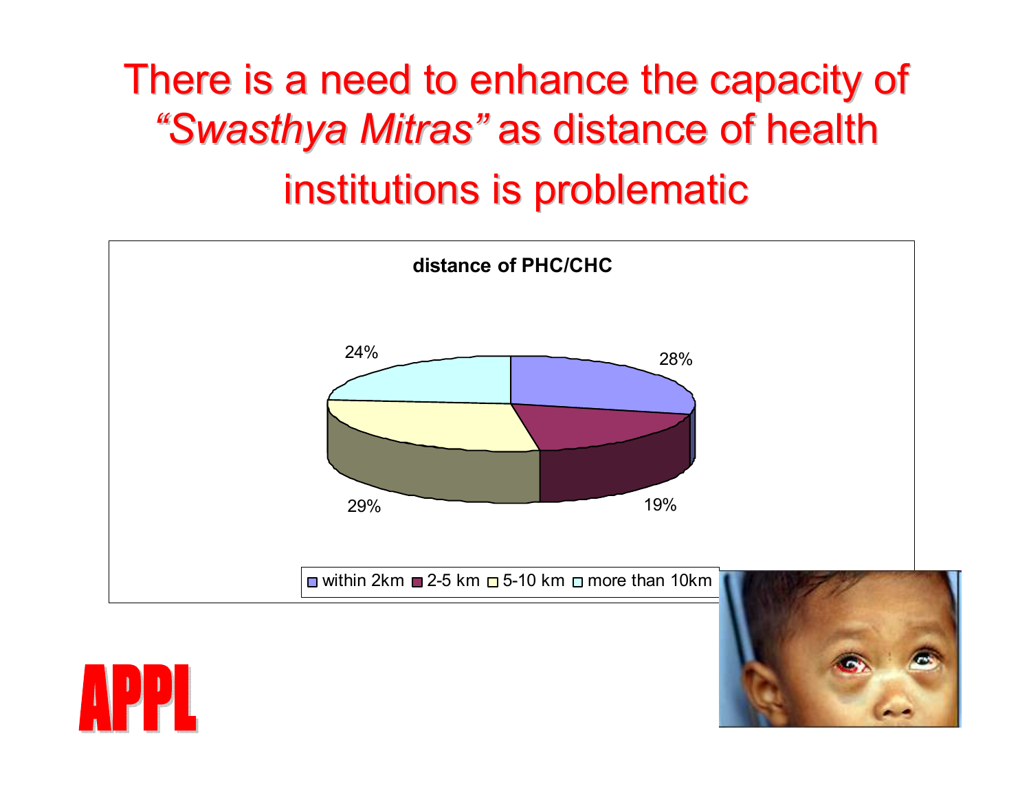# There is a need to enhance the capacity of *"Swasthya Mitras"* as distance of health institutions is problematic

**distance of PHC/CHC**

| Distance | Percentage |
|---|---|
| within 2km | 28% |
| 2-5 km | 19% |
| 5-10 km | 29% |
| more than 10km | 24% |

APPL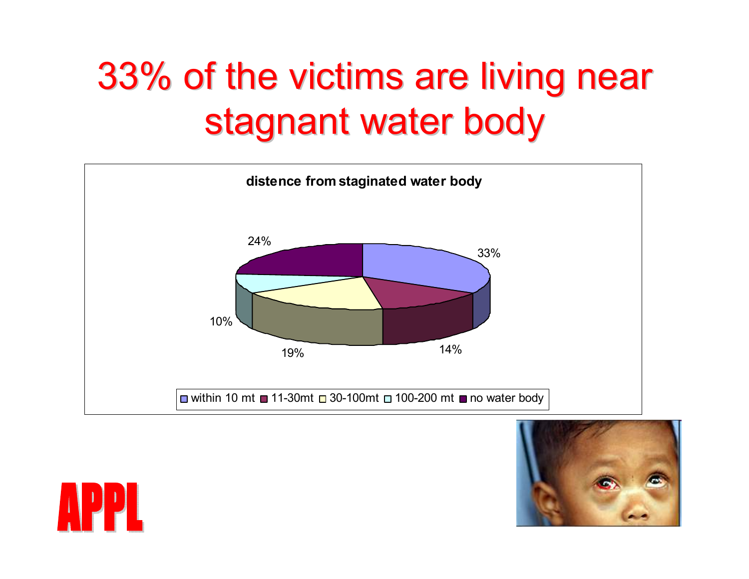# 33% of the victims are living near stagnant water body

**distence from staginated water body**

| Distance | Percentage |
|---|---|
| within 10 mt | 33% |
| 11-30mt | 14% |
| 30-100mt | 19% |
| 100-200 mt | 10% |
| no water body | 24% |

APPL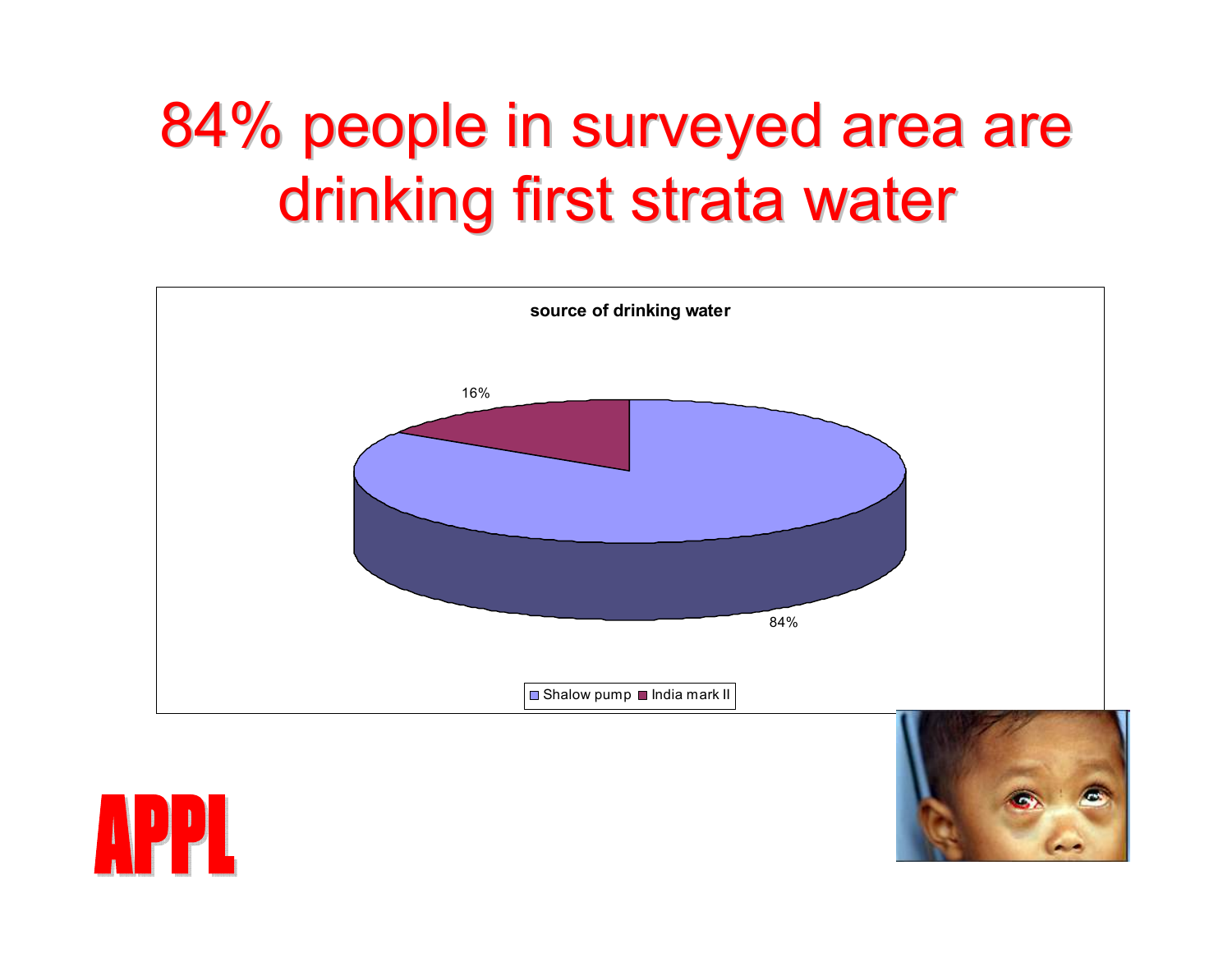# 84% people in surveyed area are drinking first strata water

**source of drinking water**

16%

84%

Shalow pump ■ India mark II

APPL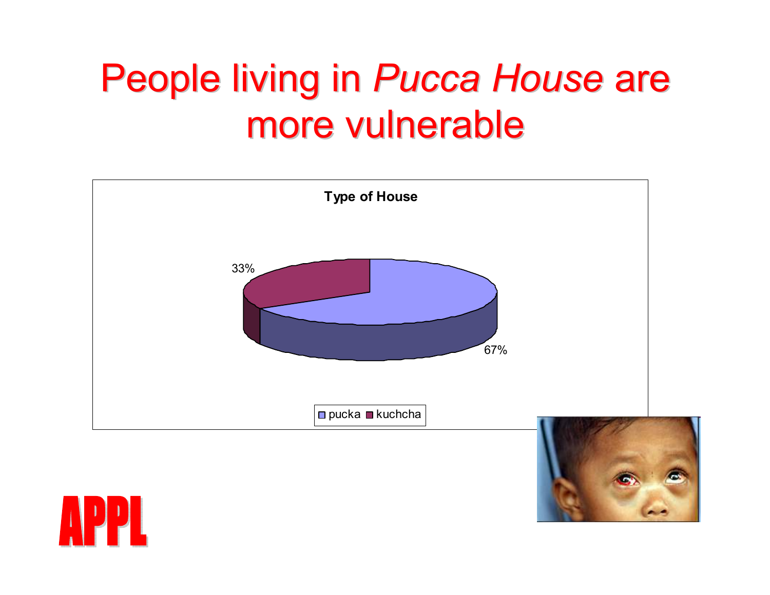# People living in *Pucca House* are more vulnerable

**Type of House**

- pucka: 67%
- kuchcha: 33%

APPL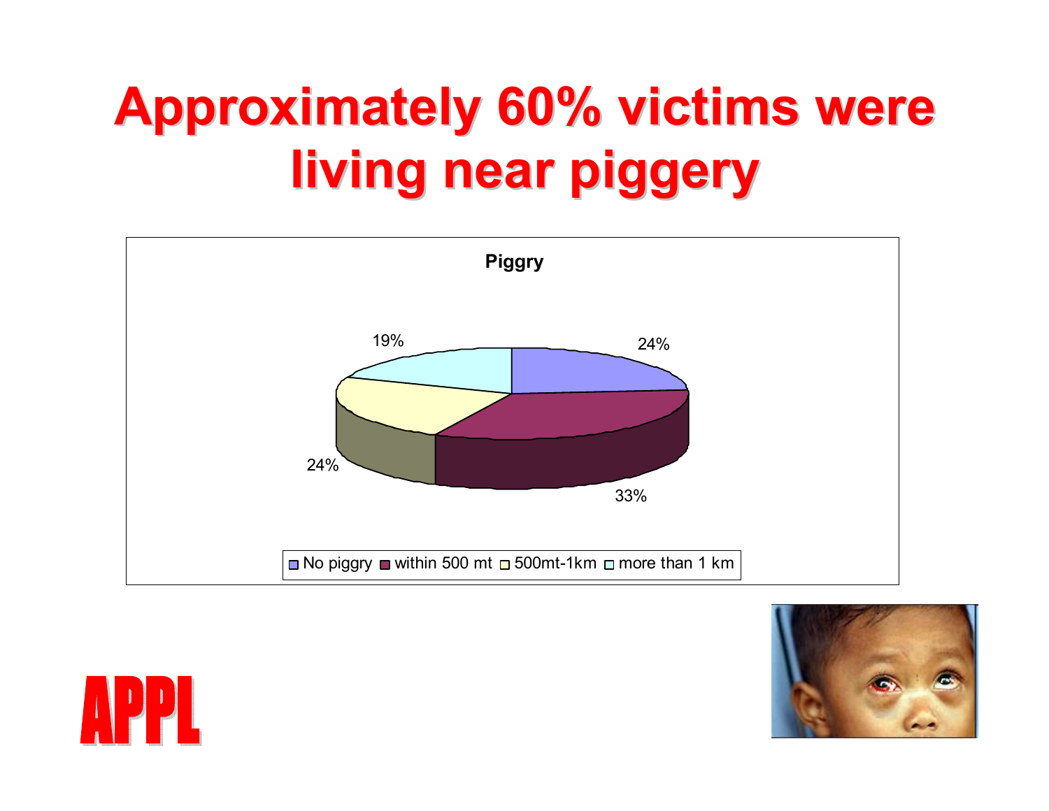# Approximately 60% victims were living near piggery

**Piggry**

| Category | Percentage |
| --- | --- |
| No piggry | 24% |
| within 500 mt | 33% |
| 500mt-1km | 24% |
| more than 1 km | 19% |

APPL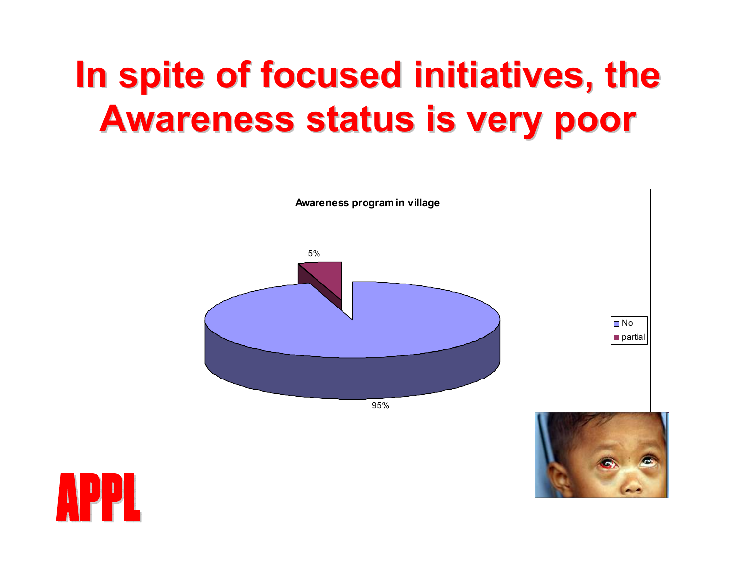# In spite of focused initiatives, the Awareness status is very poor

**Awareness program in village**

- No: 95%
- partial: 5%

APPL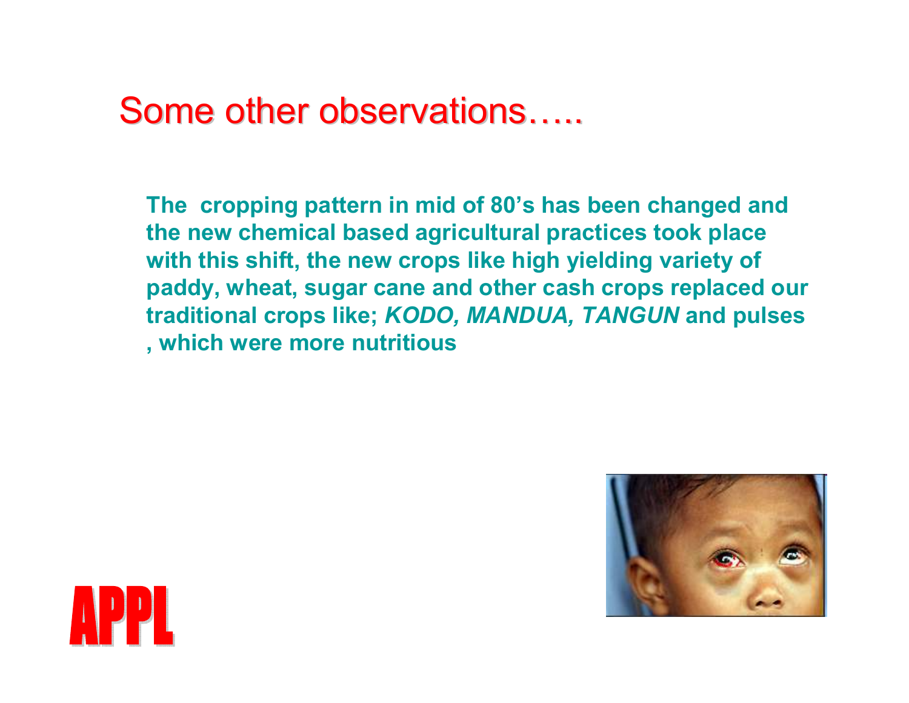# Some other observations…..

**The cropping pattern in mid of 80's has been changed and the new chemical based agricultural practices took place with this shift, the new crops like high yielding variety of paddy, wheat, sugar cane and other cash crops replaced our traditional crops like; *KODO, MANDUA, TANGUN* and pulses , which were more nutritious**

APPL